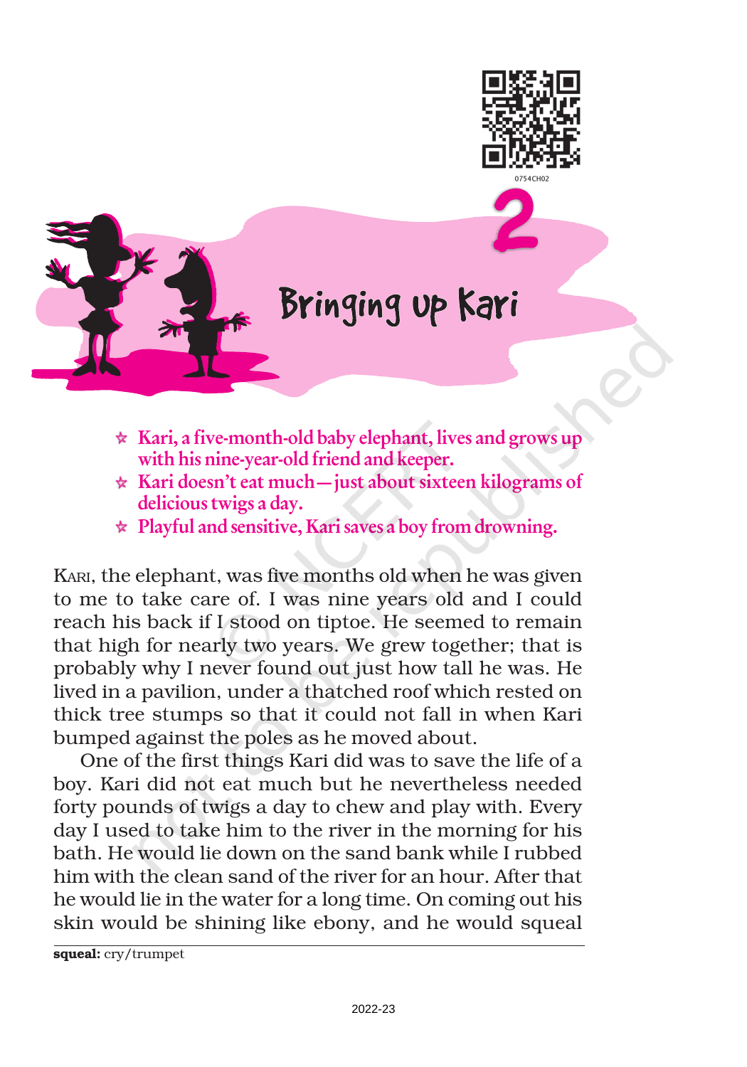# 2

# Bringing up Kari

- Kari, a five-month-old baby elephant, lives and grows up with his nine-year-old friend and keeper.
- Kari doesn't eat much—just about sixteen kilograms of delicious twigs a day.
- Playful and sensitive, Kari saves a boy from drowning.

KARI, the elephant, was five months old when he was given to me to take care of. I was nine years old and I could reach his back if I stood on tiptoe. He seemed to remain that high for nearly two years. We grew together; that is probably why I never found out just how tall he was. He lived in a pavilion, under a thatched roof which rested on thick tree stumps so that it could not fall in when Kari bumped against the poles as he moved about.

One of the first things Kari did was to save the life of a boy. Kari did not eat much but he nevertheless needed forty pounds of twigs a day to chew and play with. Every day I used to take him to the river in the morning for his bath. He would lie down on the sand bank while I rubbed him with the clean sand of the river for an hour. After that he would lie in the water for a long time. On coming out his skin would be shining like ebony, and he would squeal

---

**squeal:** cry/trumpet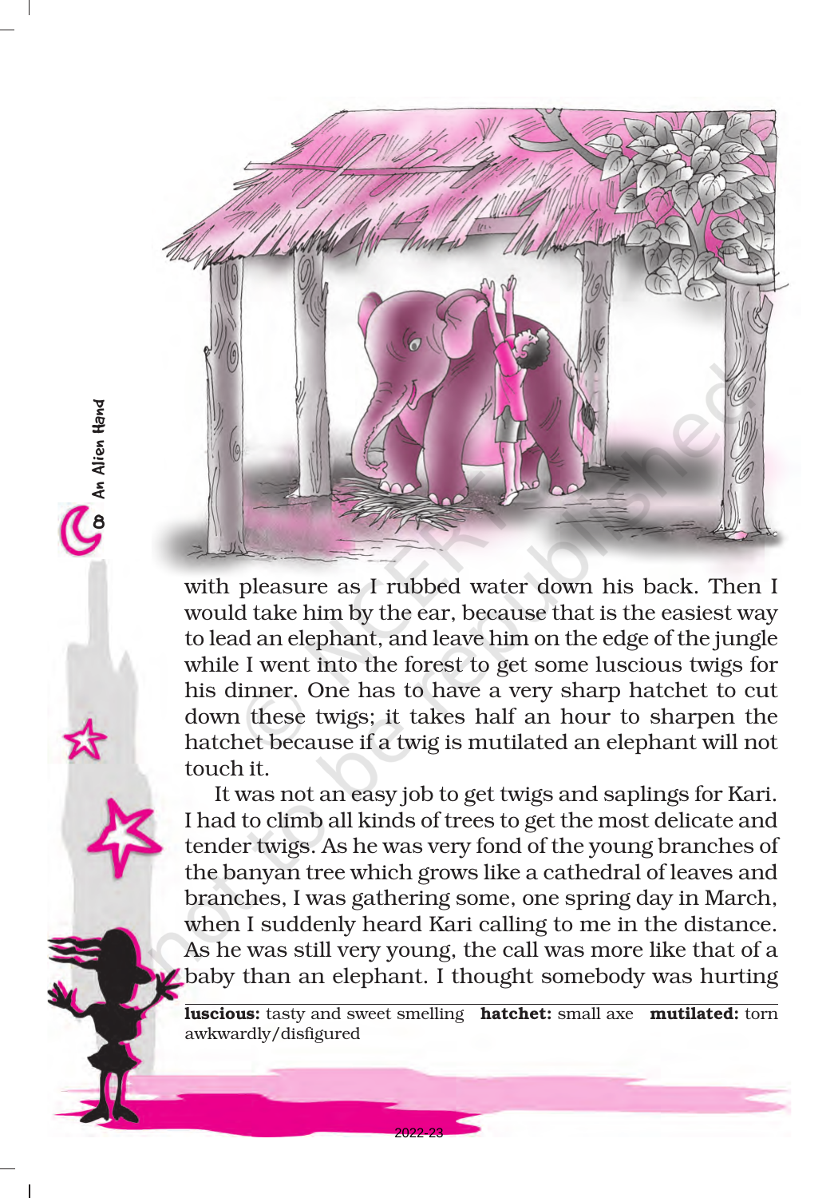with pleasure as I rubbed water down his back. Then I would take him by the ear, because that is the easiest way to lead an elephant, and leave him on the edge of the jungle while I went into the forest to get some luscious twigs for his dinner. One has to have a very sharp hatchet to cut down these twigs; it takes half an hour to sharpen the hatchet because if a twig is mutilated an elephant will not touch it.

It was not an easy job to get twigs and saplings for Kari. I had to climb all kinds of trees to get the most delicate and tender twigs. As he was very fond of the young branches of the banyan tree which grows like a cathedral of leaves and branches, I was gathering some, one spring day in March, when I suddenly heard Kari calling to me in the distance. As he was still very young, the call was more like that of a baby than an elephant. I thought somebody was hurting

---

**luscious:** tasty and sweet smelling **hatchet:** small axe **mutilated:** torn awkwardly/disfigured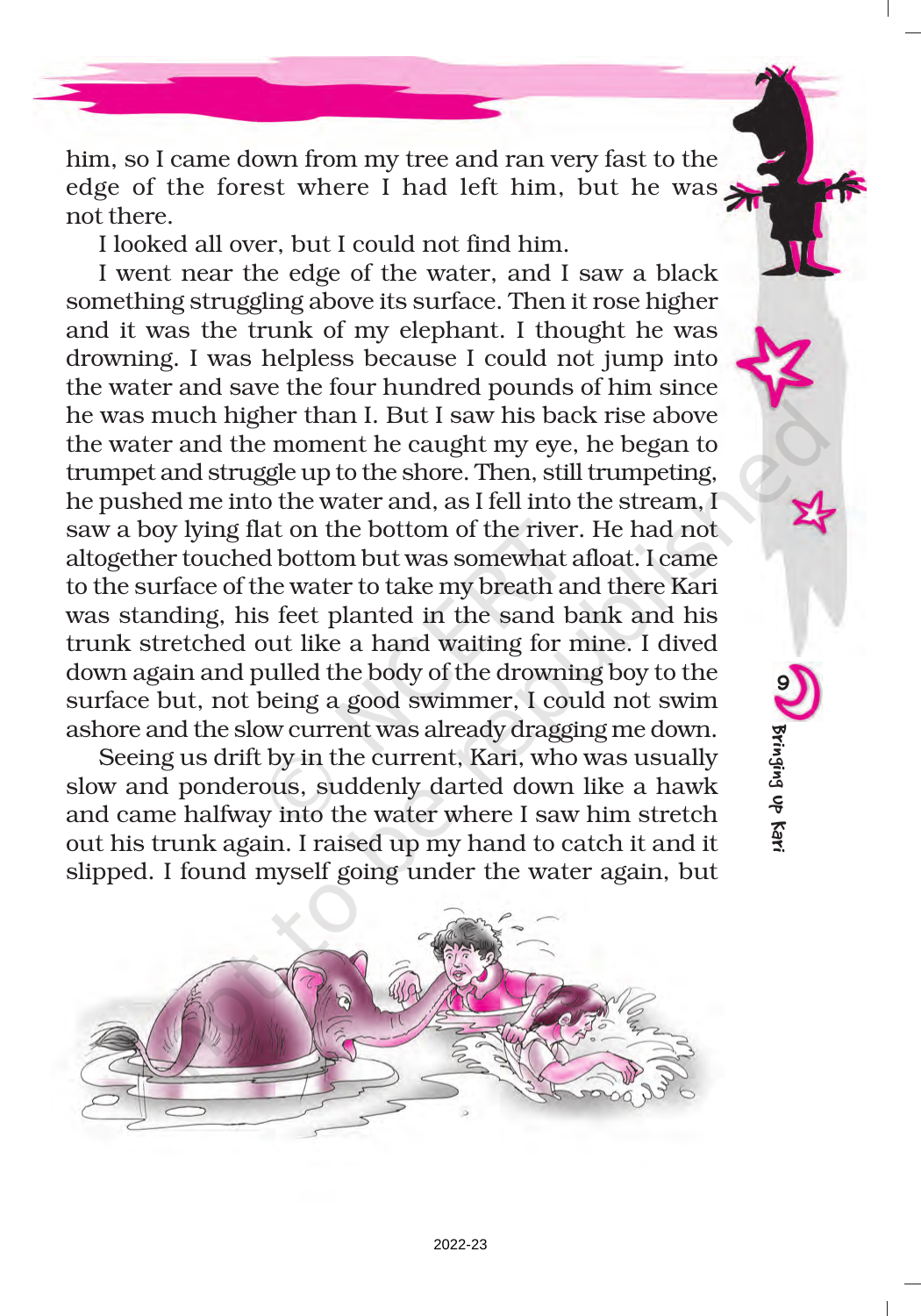him, so I came down from my tree and ran very fast to the edge of the forest where I had left him, but he was not there.

I looked all over, but I could not find him.

I went near the edge of the water, and I saw a black something struggling above its surface. Then it rose higher and it was the trunk of my elephant. I thought he was drowning. I was helpless because I could not jump into the water and save the four hundred pounds of him since he was much higher than I. But I saw his back rise above the water and the moment he caught my eye, he began to trumpet and struggle up to the shore. Then, still trumpeting, he pushed me into the water and, as I fell into the stream, I saw a boy lying flat on the bottom of the river. He had not altogether touched bottom but was somewhat afloat. I came to the surface of the water to take my breath and there Kari was standing, his feet planted in the sand bank and his trunk stretched out like a hand waiting for mine. I dived down again and pulled the body of the drowning boy to the surface but, not being a good swimmer, I could not swim ashore and the slow current was already dragging me down.

Seeing us drift by in the current, Kari, who was usually slow and ponderous, suddenly darted down like a hawk and came halfway into the water where I saw him stretch out his trunk again. I raised up my hand to catch it and it slipped. I found myself going under the water again, but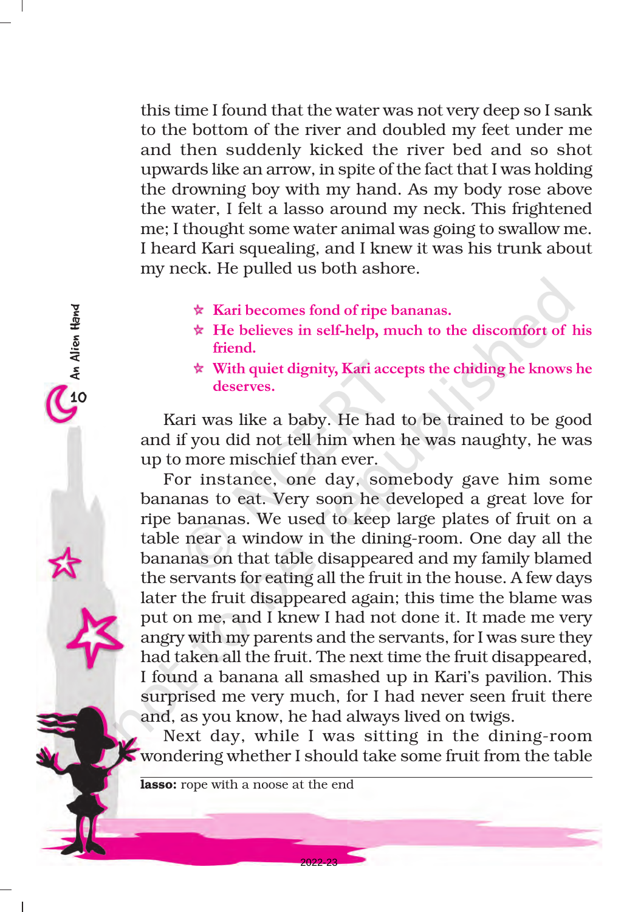this time I found that the water was not very deep so I sank to the bottom of the river and doubled my feet under me and then suddenly kicked the river bed and so shot upwards like an arrow, in spite of the fact that I was holding the drowning boy with my hand. As my body rose above the water, I felt a lasso around my neck. This frightened me; I thought some water animal was going to swallow me. I heard Kari squealing, and I knew it was his trunk about my neck. He pulled us both ashore.

- **Kari becomes fond of ripe bananas.**
- **He believes in self-help, much to the discomfort of his friend.**
- **With quiet dignity, Kari accepts the chiding he knows he deserves.**

Kari was like a baby. He had to be trained to be good and if you did not tell him when he was naughty, he was up to more mischief than ever.

For instance, one day, somebody gave him some bananas to eat. Very soon he developed a great love for ripe bananas. We used to keep large plates of fruit on a table near a window in the dining-room. One day all the bananas on that table disappeared and my family blamed the servants for eating all the fruit in the house. A few days later the fruit disappeared again; this time the blame was put on me, and I knew I had not done it. It made me very angry with my parents and the servants, for I was sure they had taken all the fruit. The next time the fruit disappeared, I found a banana all smashed up in Kari's pavilion. This surprised me very much, for I had never seen fruit there and, as you know, he had always lived on twigs.

Next day, while I was sitting in the dining-room wondering whether I should take some fruit from the table

**lasso:** rope with a noose at the end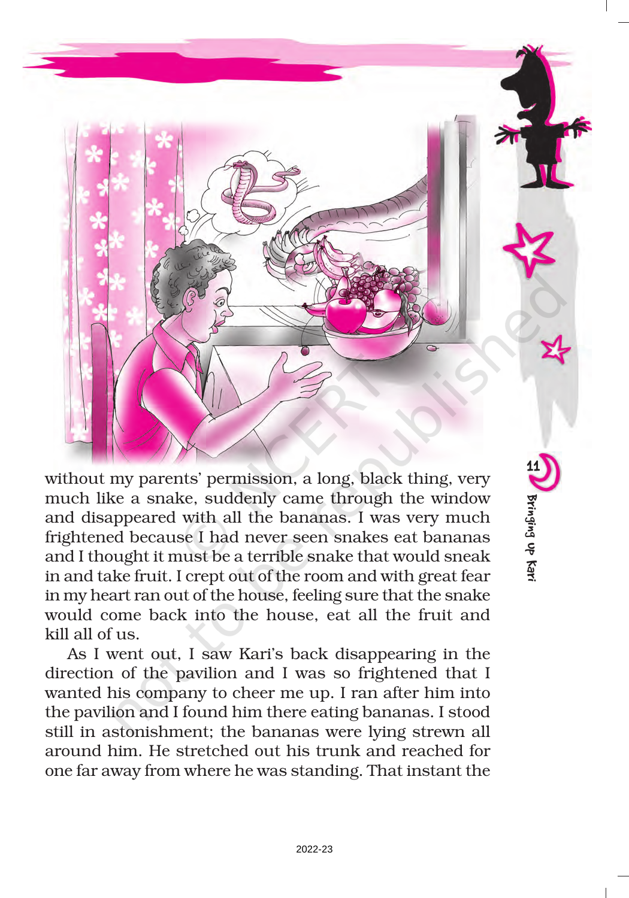without my parents' permission, a long, black thing, very much like a snake, suddenly came through the window and disappeared with all the bananas. I was very much frightened because I had never seen snakes eat bananas and I thought it must be a terrible snake that would sneak in and take fruit. I crept out of the room and with great fear in my heart ran out of the house, feeling sure that the snake would come back into the house, eat all the fruit and kill all of us.

As I went out, I saw Kari's back disappearing in the direction of the pavilion and I was so frightened that I wanted his company to cheer me up. I ran after him into the pavilion and I found him there eating bananas. I stood still in astonishment; the bananas were lying strewn all around him. He stretched out his trunk and reached for one far away from where he was standing. That instant the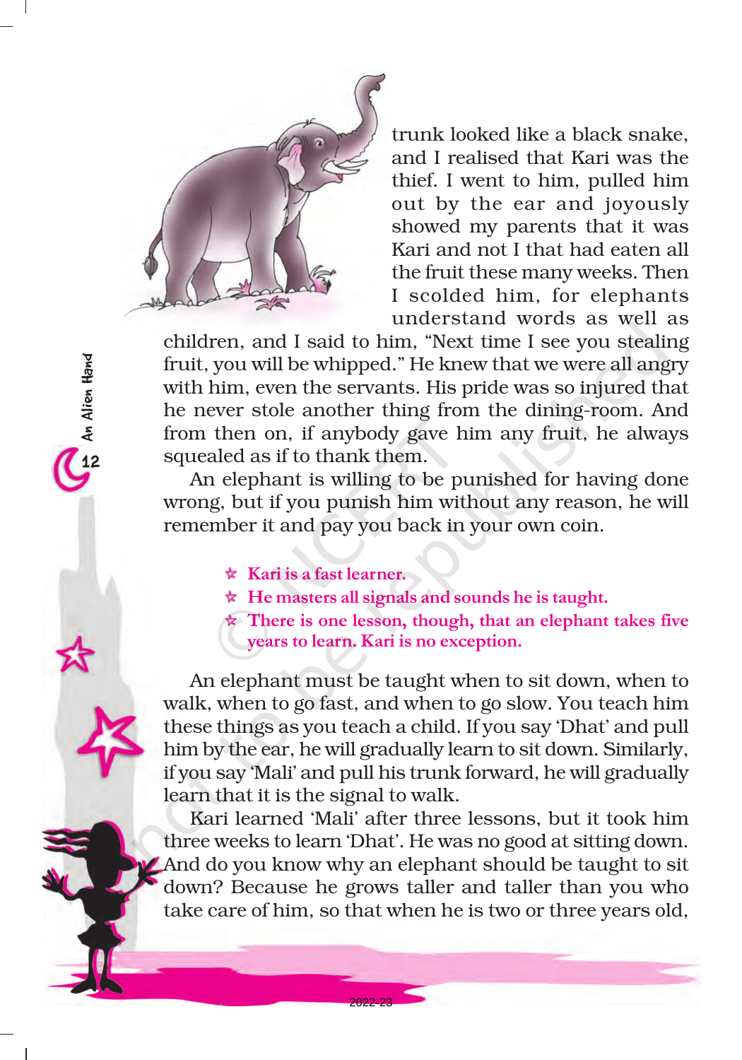trunk looked like a black snake, and I realised that Kari was the thief. I went to him, pulled him out by the ear and joyously showed my parents that it was Kari and not I that had eaten all the fruit these many weeks. Then I scolded him, for elephants understand words as well as children, and I said to him, "Next time I see you stealing fruit, you will be whipped." He knew that we were all angry with him, even the servants. His pride was so injured that he never stole another thing from the dining-room. And from then on, if anybody gave him any fruit, he always squealed as if to thank them.

An elephant is willing to be punished for having done wrong, but if you punish him without any reason, he will remember it and pay you back in your own coin.

- **Kari is a fast learner.**
- **He masters all signals and sounds he is taught.**
- **There is one lesson, though, that an elephant takes five years to learn. Kari is no exception.**

An elephant must be taught when to sit down, when to walk, when to go fast, and when to go slow. You teach him these things as you teach a child. If you say 'Dhat' and pull him by the ear, he will gradually learn to sit down. Similarly, if you say 'Mali' and pull his trunk forward, he will gradually learn that it is the signal to walk.

Kari learned 'Mali' after three lessons, but it took him three weeks to learn 'Dhat'. He was no good at sitting down. And do you know why an elephant should be taught to sit down? Because he grows taller and taller than you who take care of him, so that when he is two or three years old,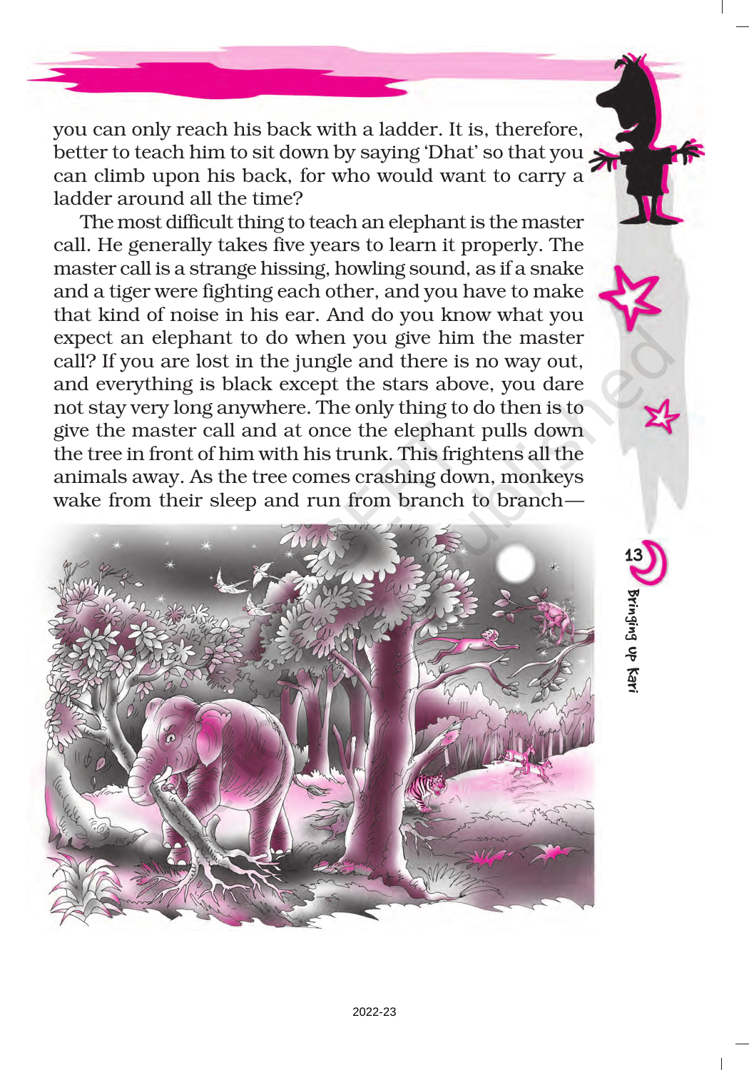you can only reach his back with a ladder. It is, therefore, better to teach him to sit down by saying 'Dhat' so that you can climb upon his back, for who would want to carry a ladder around all the time?

The most difficult thing to teach an elephant is the master call. He generally takes five years to learn it properly. The master call is a strange hissing, howling sound, as if a snake and a tiger were fighting each other, and you have to make that kind of noise in his ear. And do you know what you expect an elephant to do when you give him the master call? If you are lost in the jungle and there is no way out, and everything is black except the stars above, you dare not stay very long anywhere. The only thing to do then is to give the master call and at once the elephant pulls down the tree in front of him with his trunk. This frightens all the animals away. As the tree comes crashing down, monkeys wake from their sleep and run from branch to branch—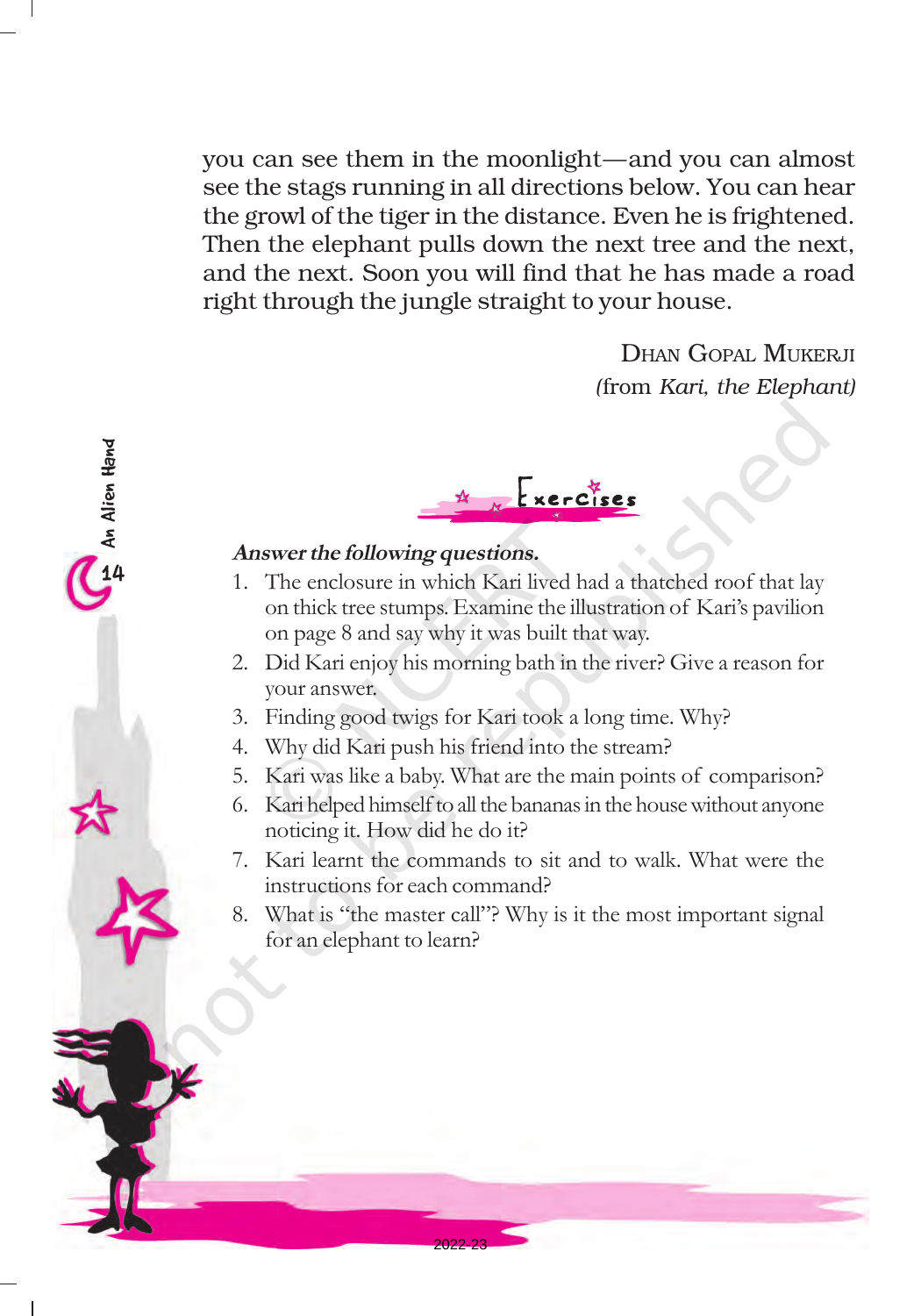you can see them in the moonlight—and you can almost see the stags running in all directions below. You can hear the growl of the tiger in the distance. Even he is frightened. Then the elephant pulls down the next tree and the next, and the next. Soon you will find that he has made a road right through the jungle straight to your house.

DHAN GOPAL MUKERJI
(from *Kari, the Elephant*)

## Exercises

***Answer the following questions.***

1. The enclosure in which Kari lived had a thatched roof that lay on thick tree stumps. Examine the illustration of Kari's pavilion on page 8 and say why it was built that way.
2. Did Kari enjoy his morning bath in the river? Give a reason for your answer.
3. Finding good twigs for Kari took a long time. Why?
4. Why did Kari push his friend into the stream?
5. Kari was like a baby. What are the main points of comparison?
6. Kari helped himself to all the bananas in the house without anyone noticing it. How did he do it?
7. Kari learnt the commands to sit and to walk. What were the instructions for each command?
8. What is "the master call"? Why is it the most important signal for an elephant to learn?